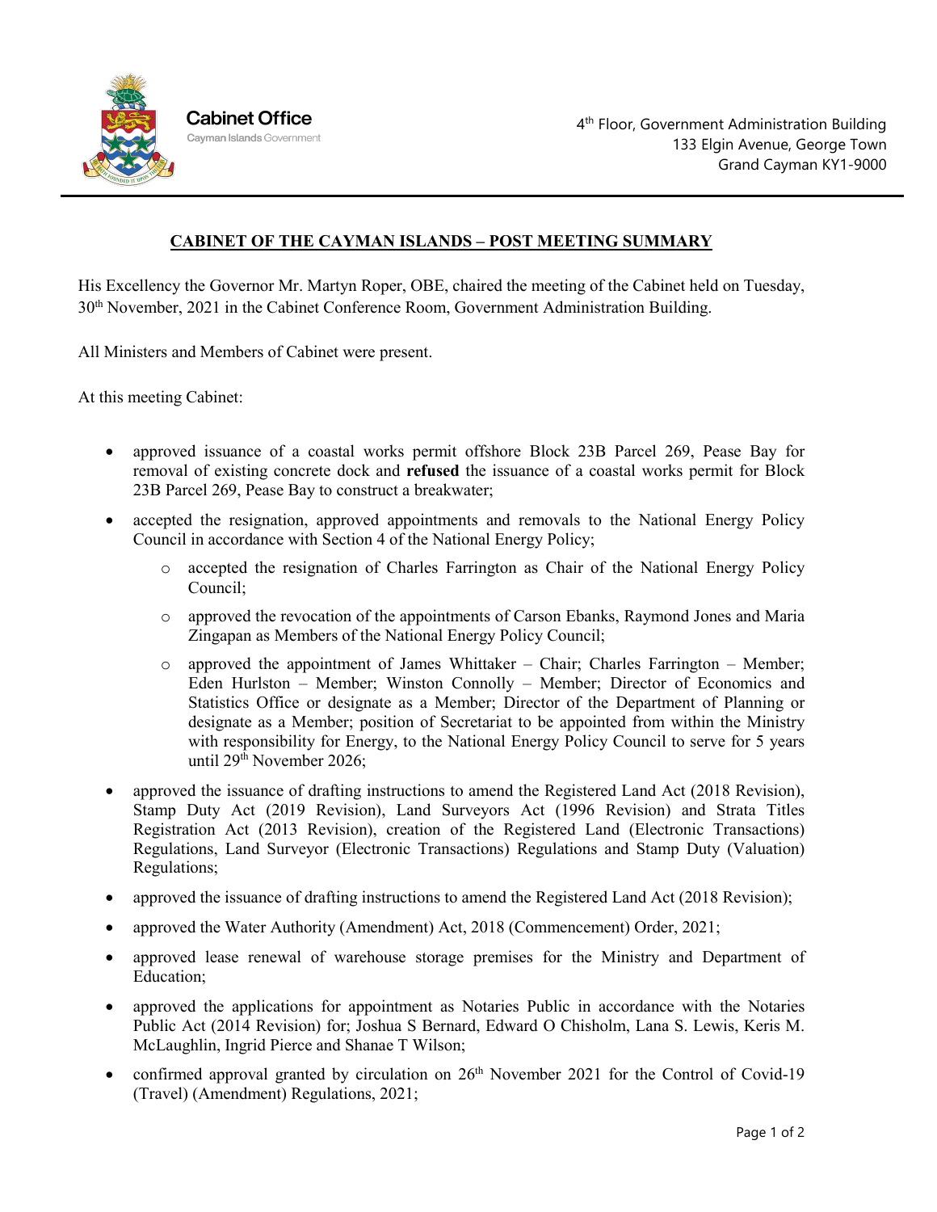Cabinet Office
Cayman Islands Government

4th Floor, Government Administration Building
133 Elgin Avenue, George Town
Grand Cayman KY1-9000

# CABINET OF THE CAYMAN ISLANDS – POST MEETING SUMMARY

His Excellency the Governor Mr. Martyn Roper, OBE, chaired the meeting of the Cabinet held on Tuesday, 30th November, 2021 in the Cabinet Conference Room, Government Administration Building.

All Ministers and Members of Cabinet were present.

At this meeting Cabinet:

- approved issuance of a coastal works permit offshore Block 23B Parcel 269, Pease Bay for removal of existing concrete dock and **refused** the issuance of a coastal works permit for Block 23B Parcel 269, Pease Bay to construct a breakwater;
- accepted the resignation, approved appointments and removals to the National Energy Policy Council in accordance with Section 4 of the National Energy Policy;
    - accepted the resignation of Charles Farrington as Chair of the National Energy Policy Council;
    - approved the revocation of the appointments of Carson Ebanks, Raymond Jones and Maria Zingapan as Members of the National Energy Policy Council;
    - approved the appointment of James Whittaker – Chair; Charles Farrington – Member; Eden Hurlston – Member; Winston Connolly – Member; Director of Economics and Statistics Office or designate as a Member; Director of the Department of Planning or designate as a Member; position of Secretariat to be appointed from within the Ministry with responsibility for Energy, to the National Energy Policy Council to serve for 5 years until 29th November 2026;
- approved the issuance of drafting instructions to amend the Registered Land Act (2018 Revision), Stamp Duty Act (2019 Revision), Land Surveyors Act (1996 Revision) and Strata Titles Registration Act (2013 Revision), creation of the Registered Land (Electronic Transactions) Regulations, Land Surveyor (Electronic Transactions) Regulations and Stamp Duty (Valuation) Regulations;
- approved the issuance of drafting instructions to amend the Registered Land Act (2018 Revision);
- approved the Water Authority (Amendment) Act, 2018 (Commencement) Order, 2021;
- approved lease renewal of warehouse storage premises for the Ministry and Department of Education;
- approved the applications for appointment as Notaries Public in accordance with the Notaries Public Act (2014 Revision) for; Joshua S Bernard, Edward O Chisholm, Lana S. Lewis, Keris M. McLaughlin, Ingrid Pierce and Shanae T Wilson;
- confirmed approval granted by circulation on 26th November 2021 for the Control of Covid-19 (Travel) (Amendment) Regulations, 2021;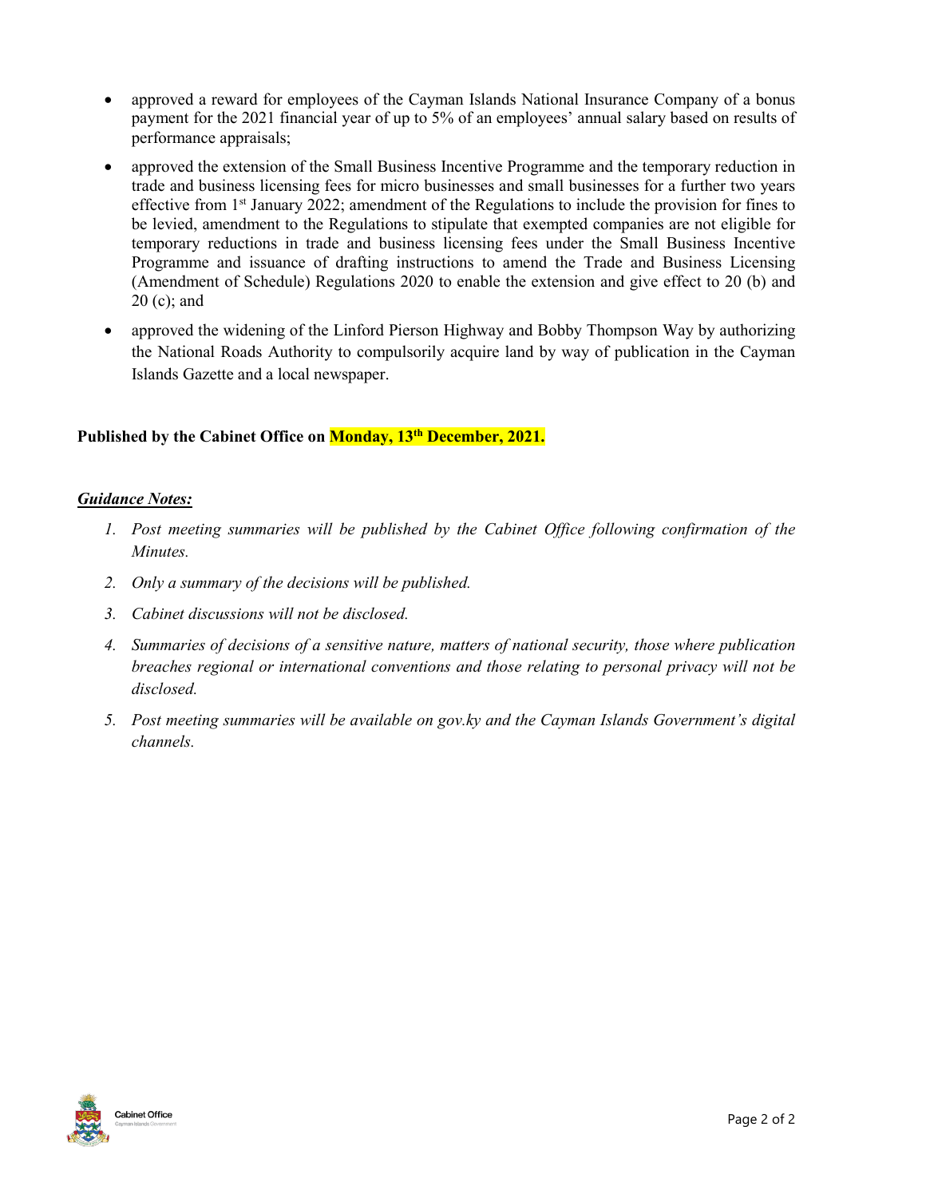- approved a reward for employees of the Cayman Islands National Insurance Company of a bonus payment for the 2021 financial year of up to 5% of an employees' annual salary based on results of performance appraisals;
- approved the extension of the Small Business Incentive Programme and the temporary reduction in trade and business licensing fees for micro businesses and small businesses for a further two years effective from 1st January 2022; amendment of the Regulations to include the provision for fines to be levied, amendment to the Regulations to stipulate that exempted companies are not eligible for temporary reductions in trade and business licensing fees under the Small Business Incentive Programme and issuance of drafting instructions to amend the Trade and Business Licensing (Amendment of Schedule) Regulations 2020 to enable the extension and give effect to 20 (b) and 20 (c); and
- approved the widening of the Linford Pierson Highway and Bobby Thompson Way by authorizing the National Roads Authority to compulsorily acquire land by way of publication in the Cayman Islands Gazette and a local newspaper.

**Published by the Cabinet Office on Monday, 13th December, 2021.**

***Guidance Notes:***

1. *Post meeting summaries will be published by the Cabinet Office following confirmation of the Minutes.*
2. *Only a summary of the decisions will be published.*
3. *Cabinet discussions will not be disclosed.*
4. *Summaries of decisions of a sensitive nature, matters of national security, those where publication breaches regional or international conventions and those relating to personal privacy will not be disclosed.*
5. *Post meeting summaries will be available on gov.ky and the Cayman Islands Government's digital channels.*